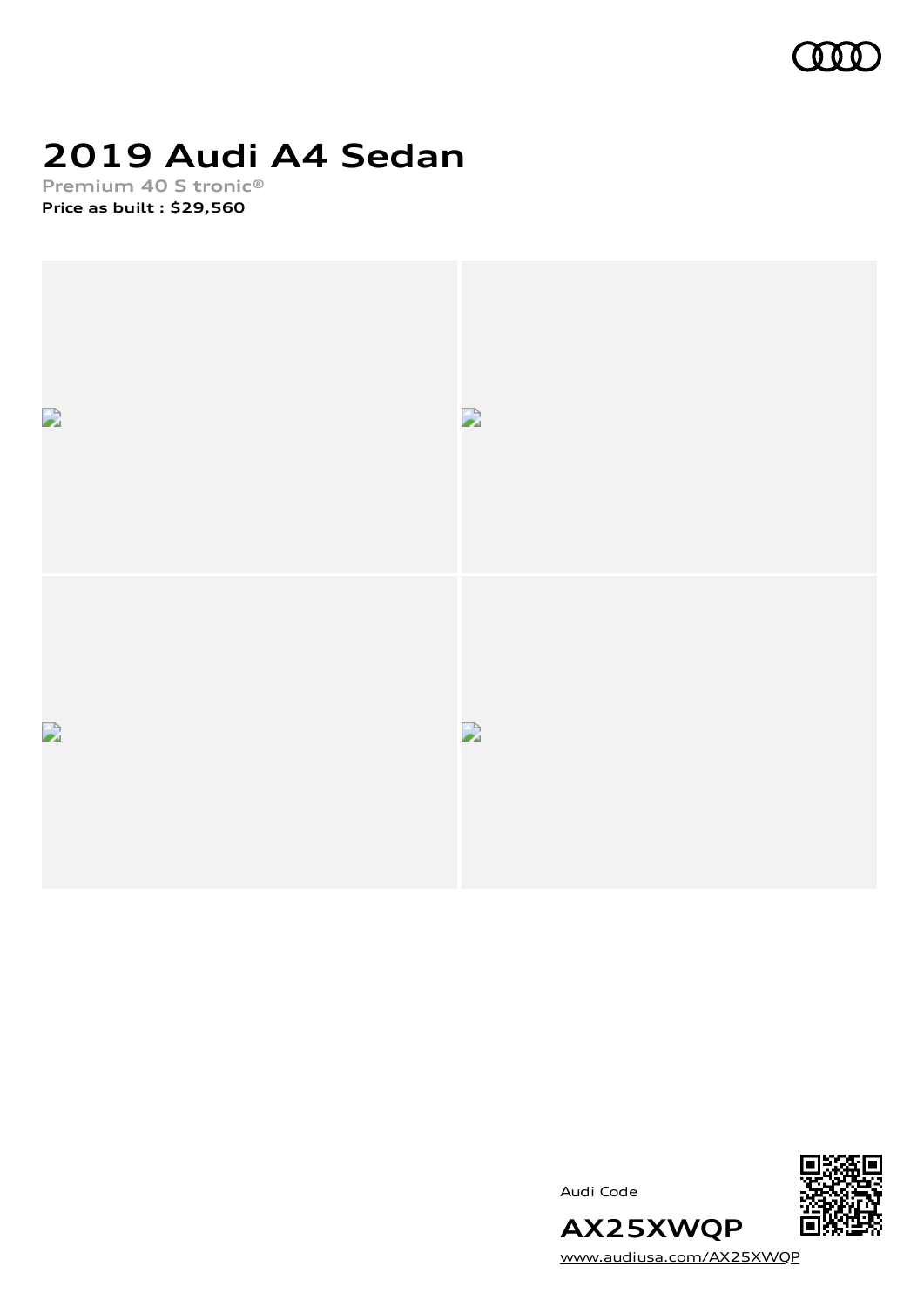# 2019 Audi A4 Sedan

Premium 40 S tronic®

**Price as built : $29,560**

Audi Code

**AX25XWQP**

www.audiusa.com/AX25XWQP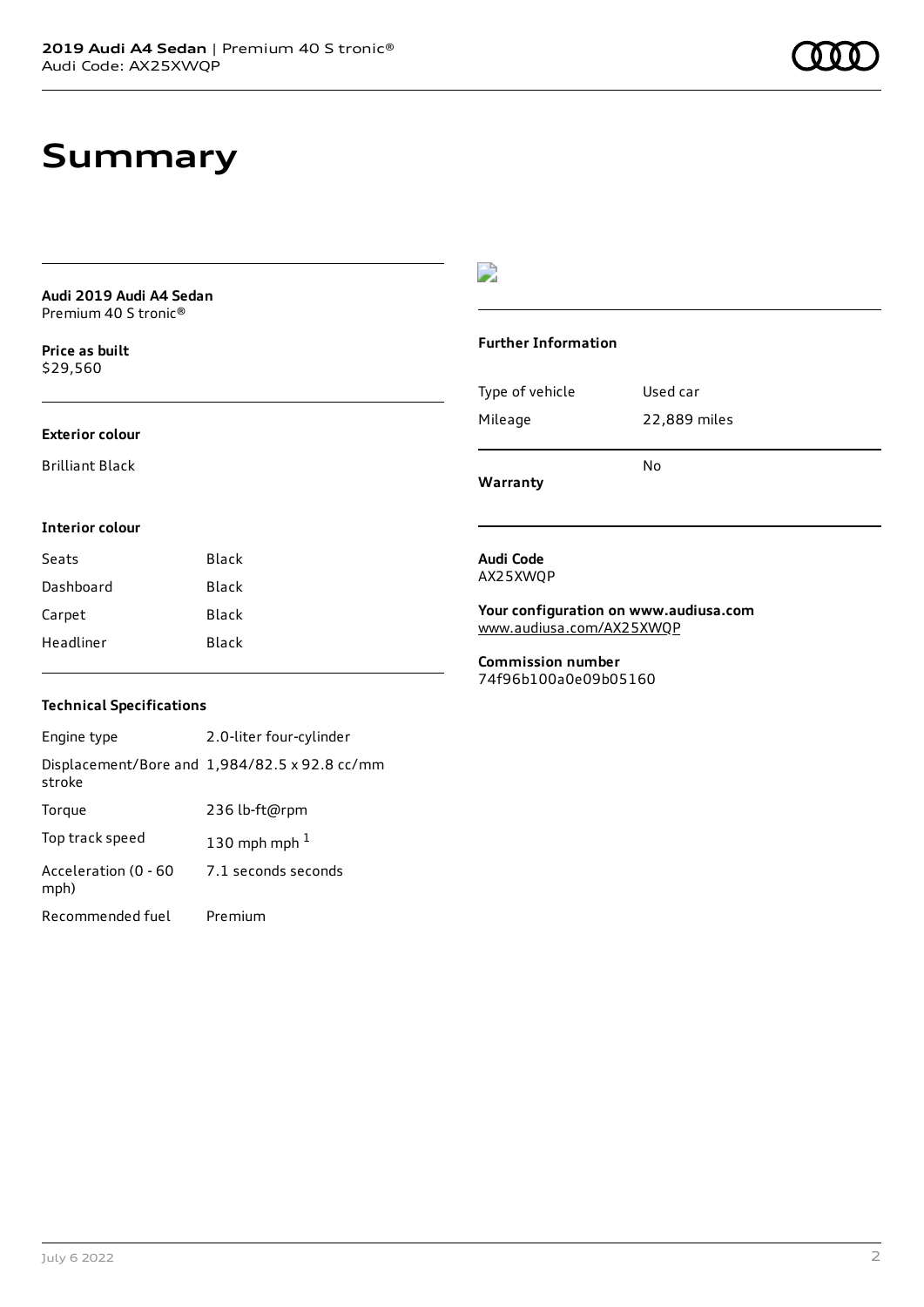# Summary

**Audi 2019 Audi A4 Sedan**
Premium 40 S tronic®

**Price as built**
$29,560

**Exterior colour**

Brilliant Black

**Interior colour**

| | |
|---|---|
| Seats | Black |
| Dashboard | Black |
| Carpet | Black |
| Headliner | Black |

**Technical Specifications**

| | |
|---|---|
| Engine type | 2.0-liter four-cylinder |
| Displacement/Bore and stroke | 1,984/82.5 x 92.8 cc/mm |
| Torque | 236 lb-ft@rpm |
| Top track speed | 130 mph mph [1] |
| Acceleration (0 - 60 mph) | 7.1 seconds seconds |
| Recommended fuel | Premium |

**Further Information**

| | |
|---|---|
| Type of vehicle | Used car |
| Mileage | 22,889 miles |
| **Warranty** | No |

**Audi Code**
AX25XWQP

**Your configuration on www.audiusa.com**
www.audiusa.com/AX25XWQP

**Commission number**
74f96b100a0e09b05160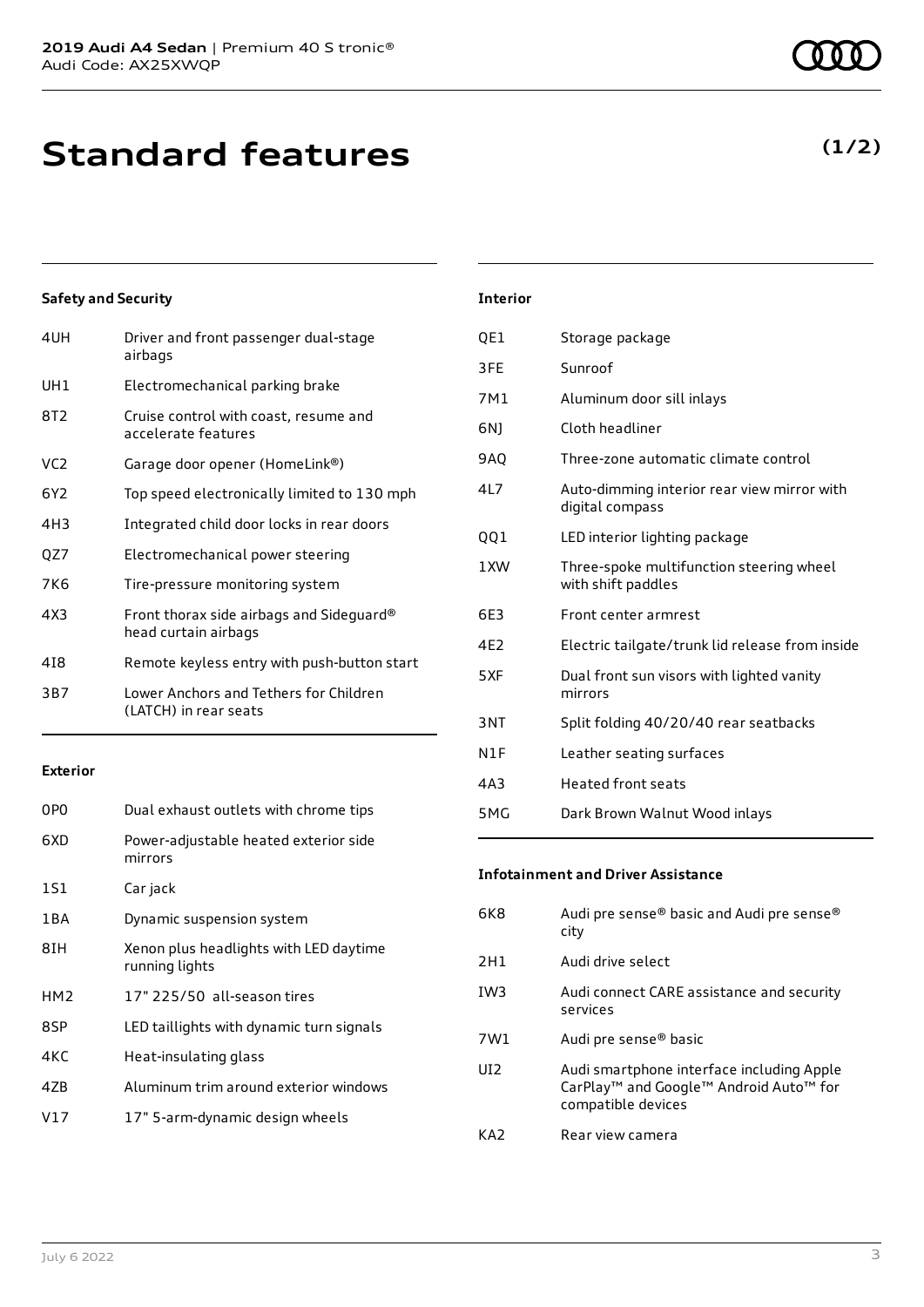# Standard features

**(1/2)**

### Safety and Security

| | |
|---|---|
| 4UH | Driver and front passenger dual-stage airbags |
| UH1 | Electromechanical parking brake |
| 8T2 | Cruise control with coast, resume and accelerate features |
| VC2 | Garage door opener (HomeLink®) |
| 6Y2 | Top speed electronically limited to 130 mph |
| 4H3 | Integrated child door locks in rear doors |
| QZ7 | Electromechanical power steering |
| 7K6 | Tire-pressure monitoring system |
| 4X3 | Front thorax side airbags and Sideguard® head curtain airbags |
| 4I8 | Remote keyless entry with push-button start |
| 3B7 | Lower Anchors and Tethers for Children (LATCH) in rear seats |

### Exterior

| | |
|---|---|
| 0P0 | Dual exhaust outlets with chrome tips |
| 6XD | Power-adjustable heated exterior side mirrors |
| 1S1 | Car jack |
| 1BA | Dynamic suspension system |
| 8IH | Xenon plus headlights with LED daytime running lights |
| HM2 | 17" 225/50 all-season tires |
| 8SP | LED taillights with dynamic turn signals |
| 4KC | Heat-insulating glass |
| 4ZB | Aluminum trim around exterior windows |
| V17 | 17" 5-arm-dynamic design wheels |

### Interior

| | |
|---|---|
| QE1 | Storage package |
| 3FE | Sunroof |
| 7M1 | Aluminum door sill inlays |
| 6NJ | Cloth headliner |
| 9AQ | Three-zone automatic climate control |
| 4L7 | Auto-dimming interior rear view mirror with digital compass |
| QQ1 | LED interior lighting package |
| 1XW | Three-spoke multifunction steering wheel with shift paddles |
| 6E3 | Front center armrest |
| 4E2 | Electric tailgate/trunk lid release from inside |
| 5XF | Dual front sun visors with lighted vanity mirrors |
| 3NT | Split folding 40/20/40 rear seatbacks |
| N1F | Leather seating surfaces |
| 4A3 | Heated front seats |
| 5MG | Dark Brown Walnut Wood inlays |

### Infotainment and Driver Assistance

| | |
|---|---|
| 6K8 | Audi pre sense® basic and Audi pre sense® city |
| 2H1 | Audi drive select |
| IW3 | Audi connect CARE assistance and security services |
| 7W1 | Audi pre sense® basic |
| UI2 | Audi smartphone interface including Apple CarPlay™ and Google™ Android Auto™ for compatible devices |
| KA2 | Rear view camera |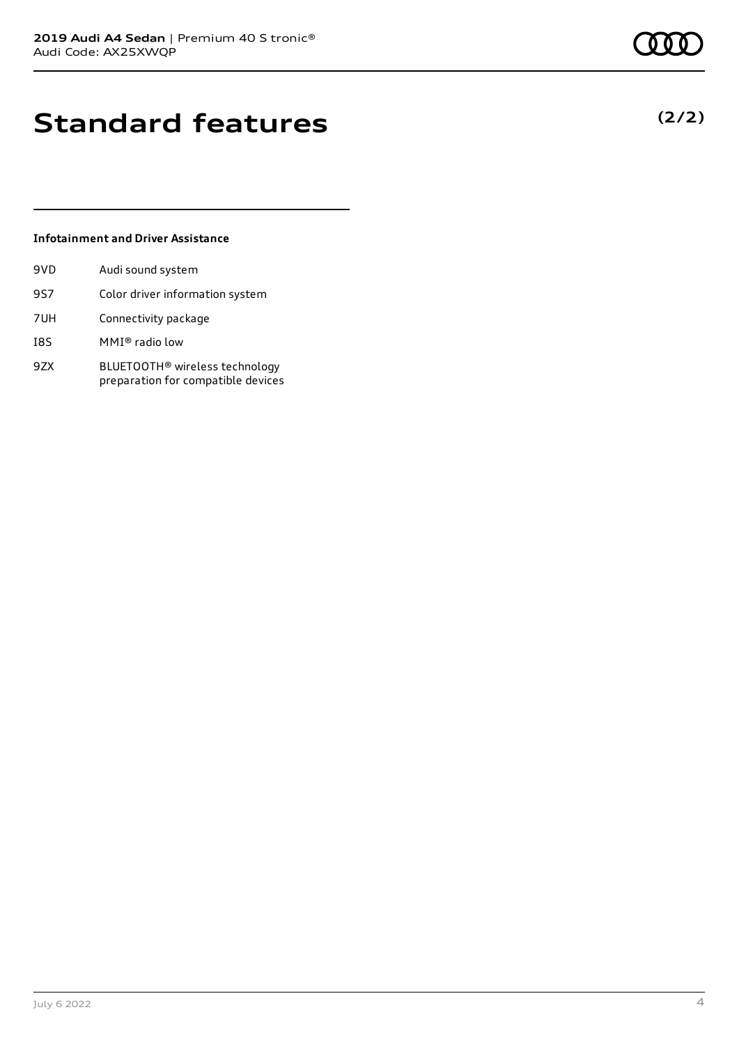# Standard features

**(2/2)**

### Infotainment and Driver Assistance

| | |
|---|---|
| 9VD | Audi sound system |
| 9S7 | Color driver information system |
| 7UH | Connectivity package |
| I8S | MMI® radio low |
| 9ZX | BLUETOOTH® wireless technology preparation for compatible devices |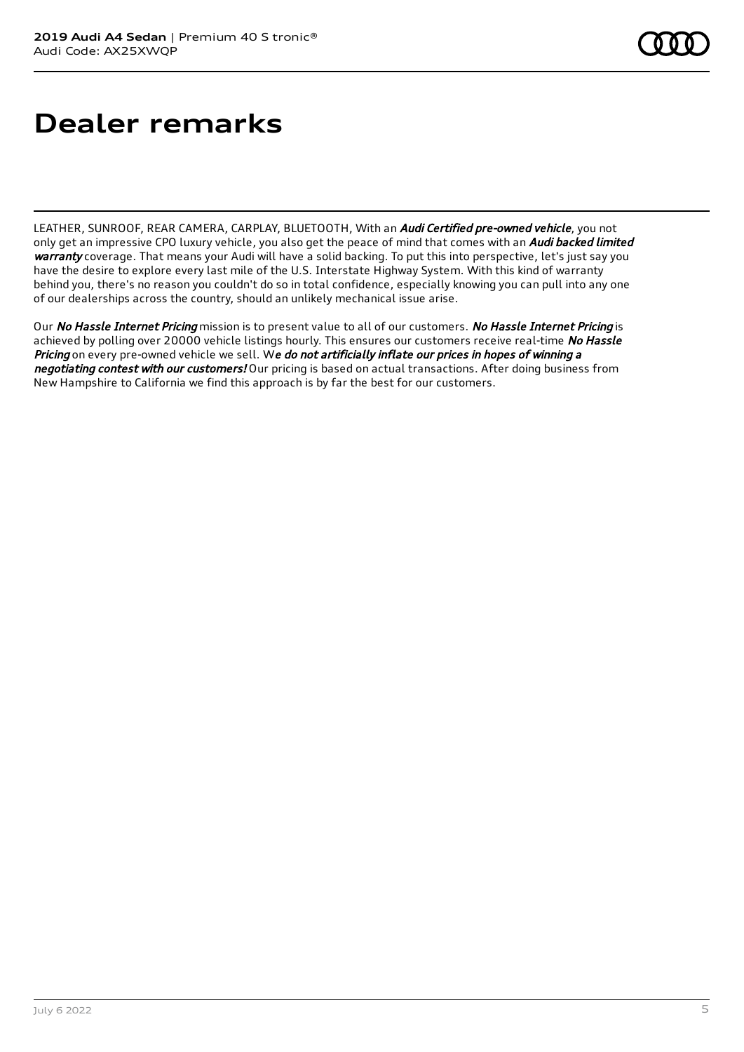# Dealer remarks

LEATHER, SUNROOF, REAR CAMERA, CARPLAY, BLUETOOTH, With an ***Audi Certified pre-owned vehicle***, you not only get an impressive CPO luxury vehicle, you also get the peace of mind that comes with an ***Audi backed limited warranty*** coverage. That means your Audi will have a solid backing. To put this into perspective, let's just say you have the desire to explore every last mile of the U.S. Interstate Highway System. With this kind of warranty behind you, there's no reason you couldn't do so in total confidence, especially knowing you can pull into any one of our dealerships across the country, should an unlikely mechanical issue arise.

Our ***No Hassle Internet Pricing*** mission is to present value to all of our customers. ***No Hassle Internet Pricing*** is achieved by polling over 20000 vehicle listings hourly. This ensures our customers receive real-time ***No Hassle Pricing*** on every pre-owned vehicle we sell. W***e do not artificially inflate our prices in hopes of winning a negotiating contest with our customers!*** Our pricing is based on actual transactions. After doing business from New Hampshire to California we find this approach is by far the best for our customers.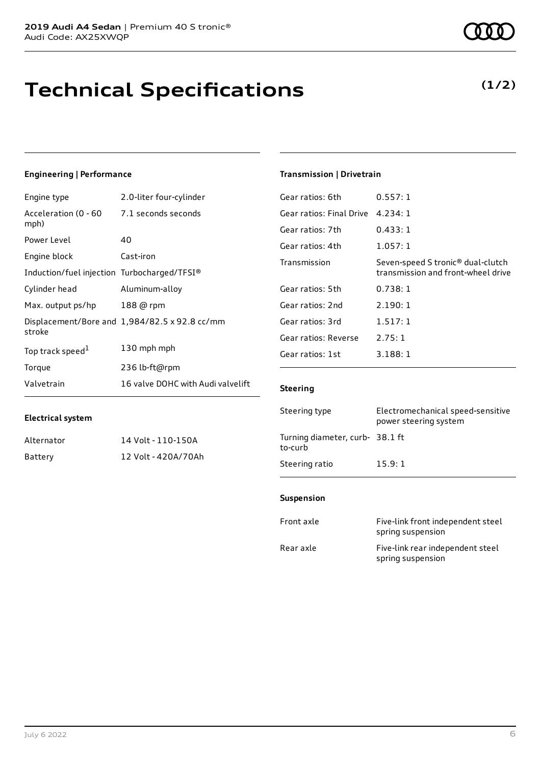# Technical Specifications

**(1/2)**

### Engineering | Performance

| | |
|---|---|
| Engine type | 2.0-liter four-cylinder |
| Acceleration (0 - 60 mph) | 7.1 seconds seconds |
| Power Level | 40 |
| Engine block | Cast-iron |
| Induction/fuel injection | Turbocharged/TFSI® |
| Cylinder head | Aluminum-alloy |
| Max. output ps/hp | 188 @ rpm |
| Displacement/Bore and stroke | 1,984/82.5 x 92.8 cc/mm |
| Top track speed[1] | 130 mph mph |
| Torque | 236 lb-ft@rpm |
| Valvetrain | 16 valve DOHC with Audi valvelift |

### Electrical system

| | |
|---|---|
| Alternator | 14 Volt - 110-150A |
| Battery | 12 Volt - 420A/70Ah |

### Transmission | Drivetrain

| | |
|---|---|
| Gear ratios: 6th | 0.557: 1 |
| Gear ratios: Final Drive | 4.234: 1 |
| Gear ratios: 7th | 0.433: 1 |
| Gear ratios: 4th | 1.057: 1 |
| Transmission | Seven-speed S tronic® dual-clutch transmission and front-wheel drive |
| Gear ratios: 5th | 0.738: 1 |
| Gear ratios: 2nd | 2.190: 1 |
| Gear ratios: 3rd | 1.517: 1 |
| Gear ratios: Reverse | 2.75: 1 |
| Gear ratios: 1st | 3.188: 1 |

### Steering

| | |
|---|---|
| Steering type | Electromechanical speed-sensitive power steering system |
| Turning diameter, curb-to-curb | 38.1 ft |
| Steering ratio | 15.9: 1 |

### Suspension

| | |
|---|---|
| Front axle | Five-link front independent steel spring suspension |
| Rear axle | Five-link rear independent steel spring suspension |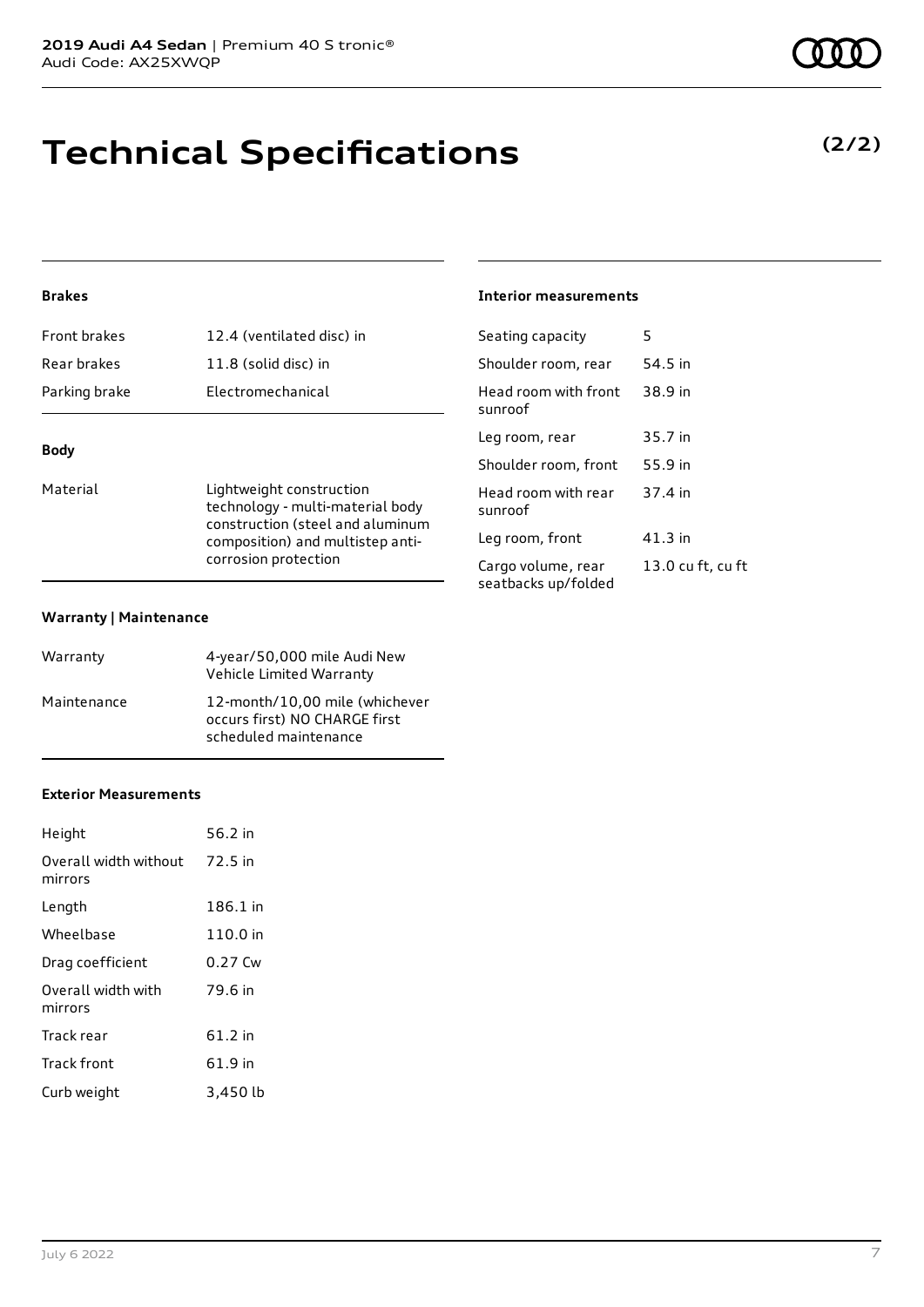# Technical Specifications

**(2/2)**

### Brakes

| | |
|---|---|
| Front brakes | 12.4 (ventilated disc) in |
| Rear brakes | 11.8 (solid disc) in |
| Parking brake | Electromechanical |

### Body

| | |
|---|---|
| Material | Lightweight construction technology - multi-material body construction (steel and aluminum composition) and multistep anti-corrosion protection |

### Warranty | Maintenance

| | |
|---|---|
| Warranty | 4-year/50,000 mile Audi New Vehicle Limited Warranty |
| Maintenance | 12-month/10,00 mile (whichever occurs first) NO CHARGE first scheduled maintenance |

### Exterior Measurements

| | |
|---|---|
| Height | 56.2 in |
| Overall width without mirrors | 72.5 in |
| Length | 186.1 in |
| Wheelbase | 110.0 in |
| Drag coefficient | 0.27 Cw |
| Overall width with mirrors | 79.6 in |
| Track rear | 61.2 in |
| Track front | 61.9 in |
| Curb weight | 3,450 lb |

### Interior measurements

| | |
|---|---|
| Seating capacity | 5 |
| Shoulder room, rear | 54.5 in |
| Head room with front sunroof | 38.9 in |
| Leg room, rear | 35.7 in |
| Shoulder room, front | 55.9 in |
| Head room with rear sunroof | 37.4 in |
| Leg room, front | 41.3 in |
| Cargo volume, rear seatbacks up/folded | 13.0 cu ft, cu ft |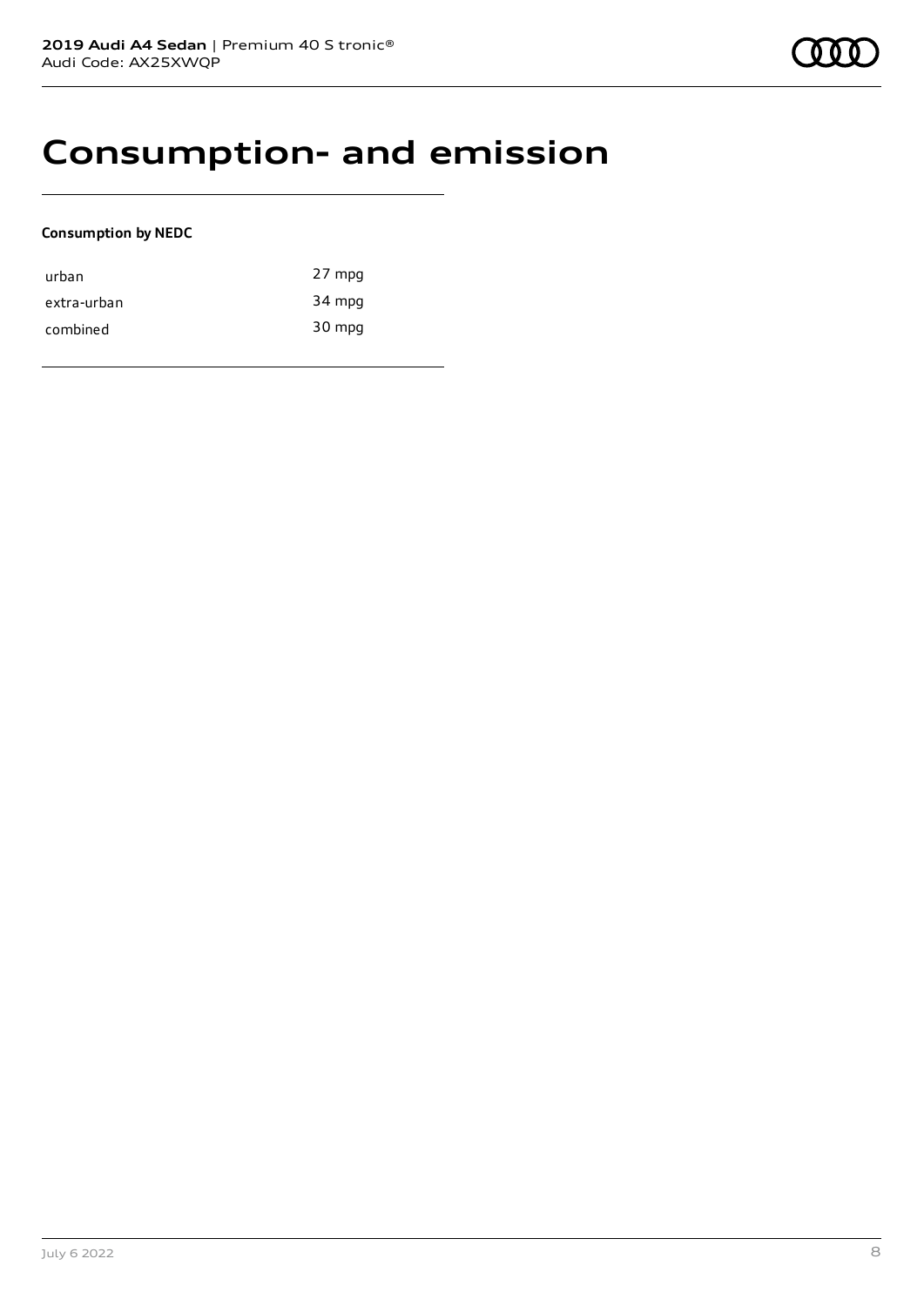# Consumption- and emission

**Consumption by NEDC**

| | |
|---|---|
| urban | 27 mpg |
| extra-urban | 34 mpg |
| combined | 30 mpg |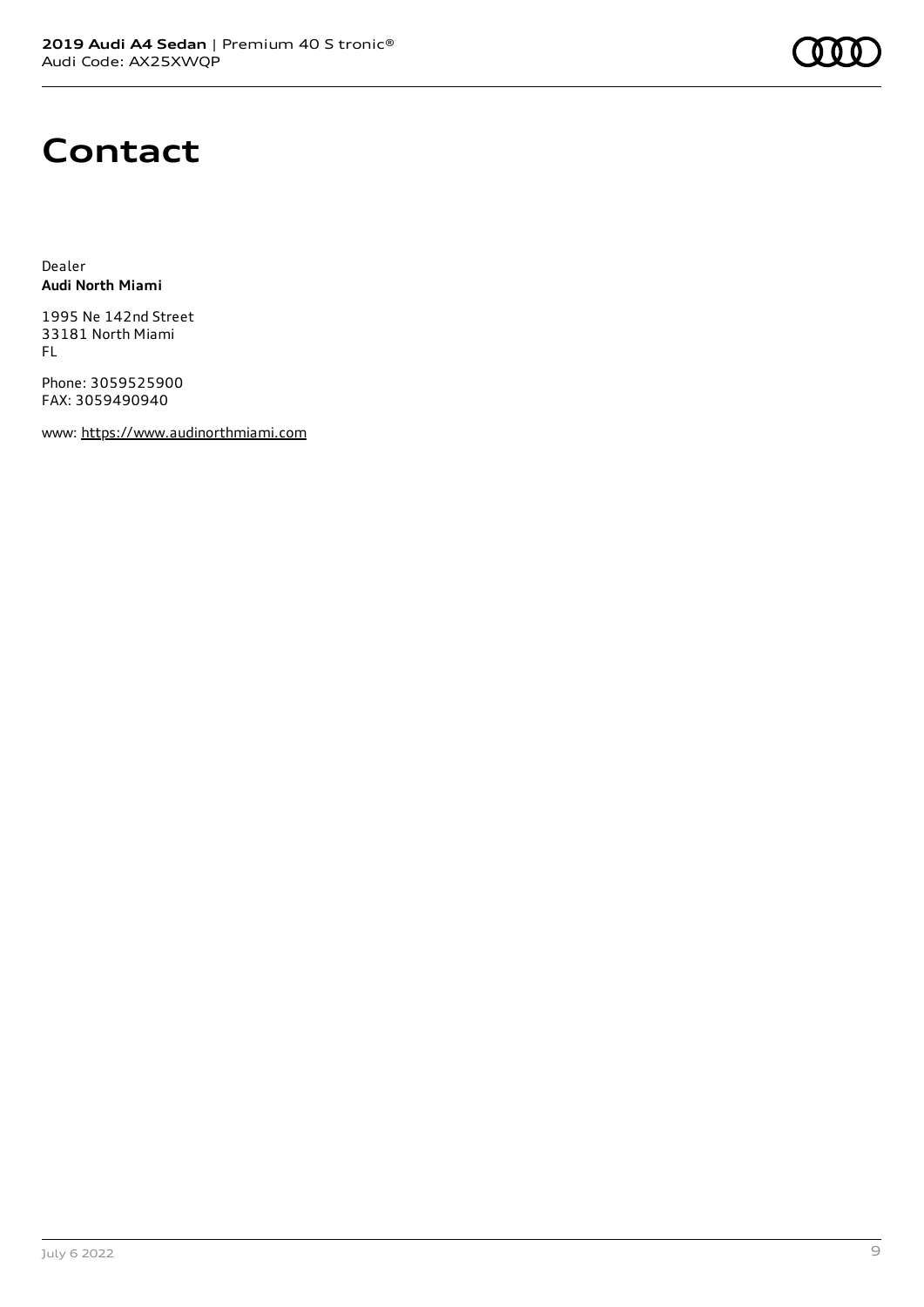# Contact

Dealer
**Audi North Miami**

1995 Ne 142nd Street
33181 North Miami
FL

Phone: 3059525900
FAX: 3059490940

www: https://www.audinorthmiami.com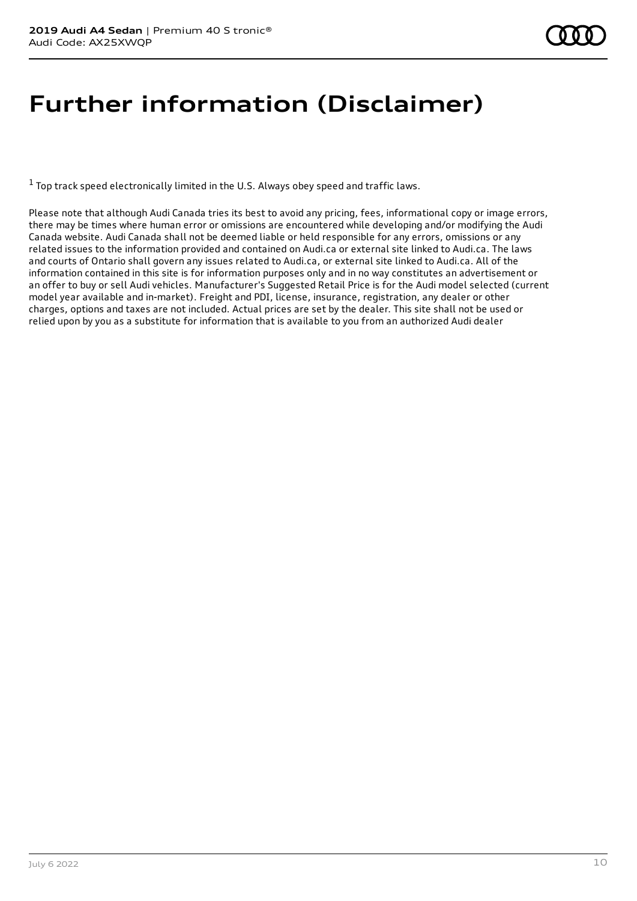# Further information (Disclaimer)

[1] Top track speed electronically limited in the U.S. Always obey speed and traffic laws.

Please note that although Audi Canada tries its best to avoid any pricing, fees, informational copy or image errors, there may be times where human error or omissions are encountered while developing and/or modifying the Audi Canada website. Audi Canada shall not be deemed liable or held responsible for any errors, omissions or any related issues to the information provided and contained on Audi.ca or external site linked to Audi.ca. The laws and courts of Ontario shall govern any issues related to Audi.ca, or external site linked to Audi.ca. All of the information contained in this site is for information purposes only and in no way constitutes an advertisement or an offer to buy or sell Audi vehicles. Manufacturer's Suggested Retail Price is for the Audi model selected (current model year available and in-market). Freight and PDI, license, insurance, registration, any dealer or other charges, options and taxes are not included. Actual prices are set by the dealer. This site shall not be used or relied upon by you as a substitute for information that is available to you from an authorized Audi dealer